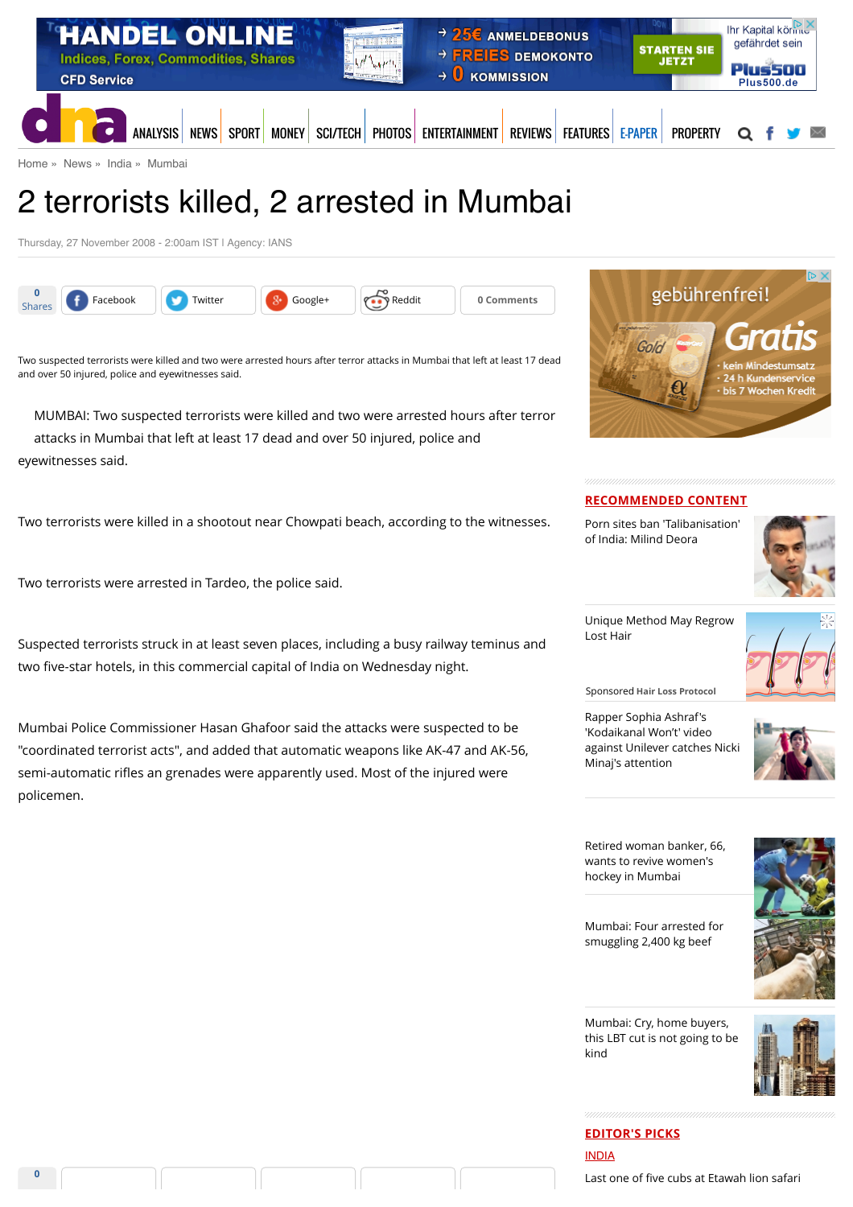Home » News » India » Mumbai

# 2 terrorists killed, 2 arrested in Mumbai

Thursday, 27 November 2008 - 2:00am IST | Agency: IANS

Two suspected terrorists were killed and two were arrested hours after terror attacks in Mumbai that left at least 17 dead and over 50 injured, police and eyewitnesses said.

MUMBAI: Two suspected terrorists were killed and two were arrested hours after terror attacks in Mumbai that left at least 17 dead and over 50 injured, police and eyewitnesses said.

Two terrorists were killed in a shootout near Chowpati beach, according to the witnesses.

Two terrorists were arrested in Tardeo, the police said.

Suspected terrorists struck in at least seven places, including a busy railway teminus and two five-star hotels, in this commercial capital of India on Wednesday night.

Mumbai Police Commissioner Hasan Ghafoor said the attacks were suspected to be "coordinated terrorist acts", and added that automatic weapons like AK-47 and AK-56, semi-automatic rifles an grenades were apparently used. Most of the injured were policemen.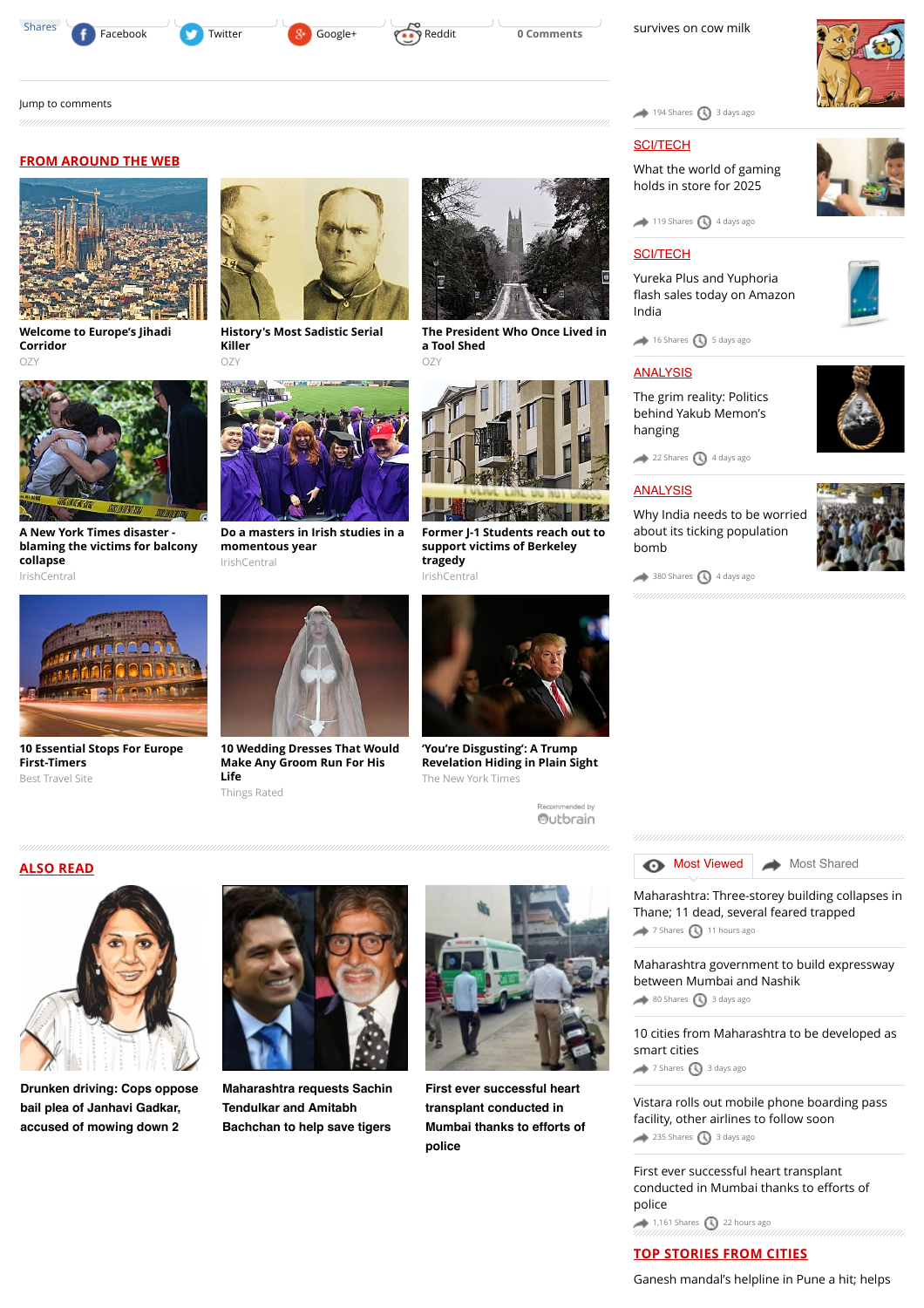Shares Facebook Twitter Google+ Reddit 0 Comments

Jump to comments

## FROM AROUND THE WEB

**Welcome to Europe's Jihadi Corridor**
OZY

**History's Most Sadistic Serial Killer**
OZY

**The President Who Once Lived in a Tool Shed**
OZY

**A New York Times disaster - blaming the victims for balcony collapse**
IrishCentral

**Do a masters in Irish studies in a momentous year**
IrishCentral

**Former J-1 Students reach out to support victims of Berkeley tragedy**
IrishCentral

**10 Essential Stops For Europe First-Timers**
Best Travel Site

**10 Wedding Dresses That Would Make Any Groom Run For His Life**
Things Rated

**'You're Disgusting': A Trump Revelation Hiding in Plain Sight**
The New York Times

Recommended by Outbrain

## ALSO READ

**Drunken driving: Cops oppose bail plea of Janhavi Gadkar, accused of mowing down 2**

**Maharashtra requests Sachin Tendulkar and Amitabh Bachchan to help save tigers**

**First ever successful heart transplant conducted in Mumbai thanks to efforts of police**

---

survives on cow milk
194 Shares 3 days ago

SCI/TECH
What the world of gaming holds in store for 2025
119 Shares 4 days ago

SCI/TECH
Yureka Plus and Yuphoria flash sales today on Amazon India
16 Shares 5 days ago

ANALYSIS
The grim reality: Politics behind Yakub Memon's hanging
22 Shares 4 days ago

ANALYSIS
Why India needs to be worried about its ticking population bomb
380 Shares 4 days ago

Most Viewed | Most Shared

Maharashtra: Three-storey building collapses in Thane; 11 dead, several feared trapped
7 Shares 11 hours ago

Maharashtra government to build expressway between Mumbai and Nashik
80 Shares 3 days ago

10 cities from Maharashtra to be developed as smart cities
7 Shares 3 days ago

Vistara rolls out mobile phone boarding pass facility, other airlines to follow soon
235 Shares 3 days ago

First ever successful heart transplant conducted in Mumbai thanks to efforts of police
1,161 Shares 22 hours ago

## TOP STORIES FROM CITIES

Ganesh mandal's helpline in Pune a hit; helps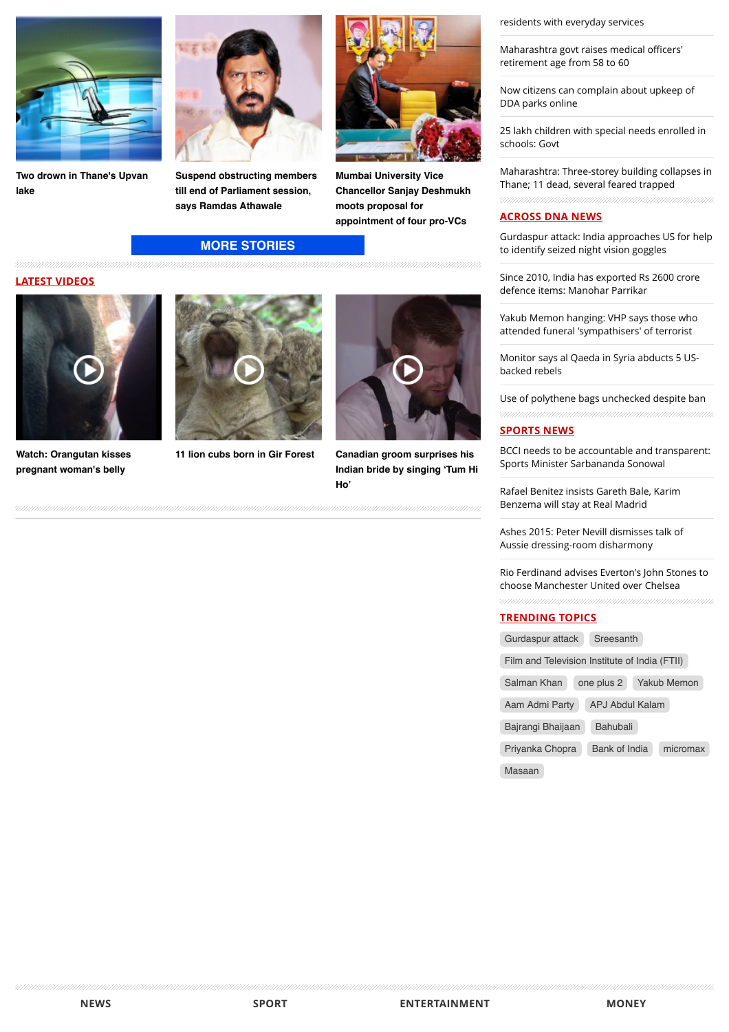**Two drown in Thane's Upvan lake**

**Suspend obstructing members till end of Parliament session, says Ramdas Athawale**

**Mumbai University Vice Chancellor Sanjay Deshmukh moots proposal for appointment of four pro-VCs**

**MORE STORIES**

## LATEST VIDEOS

**Watch: Orangutan kisses pregnant woman's belly**

**11 lion cubs born in Gir Forest**

**Canadian groom surprises his Indian bride by singing 'Tum Hi Ho'**

residents with everyday services

Maharashtra govt raises medical officers' retirement age from 58 to 60

Now citizens can complain about upkeep of DDA parks online

25 lakh children with special needs enrolled in schools: Govt

Maharashtra: Three-storey building collapses in Thane; 11 dead, several feared trapped

## ACROSS DNA NEWS

Gurdaspur attack: India approaches US for help to identify seized night vision goggles

Since 2010, India has exported Rs 2600 crore defence items: Manohar Parrikar

Yakub Memon hanging: VHP says those who attended funeral 'sympathisers' of terrorist

Monitor says al Qaeda in Syria abducts 5 US-backed rebels

Use of polythene bags unchecked despite ban

## SPORTS NEWS

BCCI needs to be accountable and transparent: Sports Minister Sarbananda Sonowal

Rafael Benitez insists Gareth Bale, Karim Benzema will stay at Real Madrid

Ashes 2015: Peter Nevill dismisses talk of Aussie dressing-room disharmony

Rio Ferdinand advises Everton's John Stones to choose Manchester United over Chelsea

## TRENDING TOPICS

Gurdaspur attack | Sreesanth | Film and Television Institute of India (FTII) | Salman Khan | one plus 2 | Yakub Memon | Aam Admi Party | APJ Abdul Kalam | Bajrangi Bhaijaan | Bahubali | Priyanka Chopra | Bank of India | micromax | Masaan

NEWS | SPORT | ENTERTAINMENT | MONEY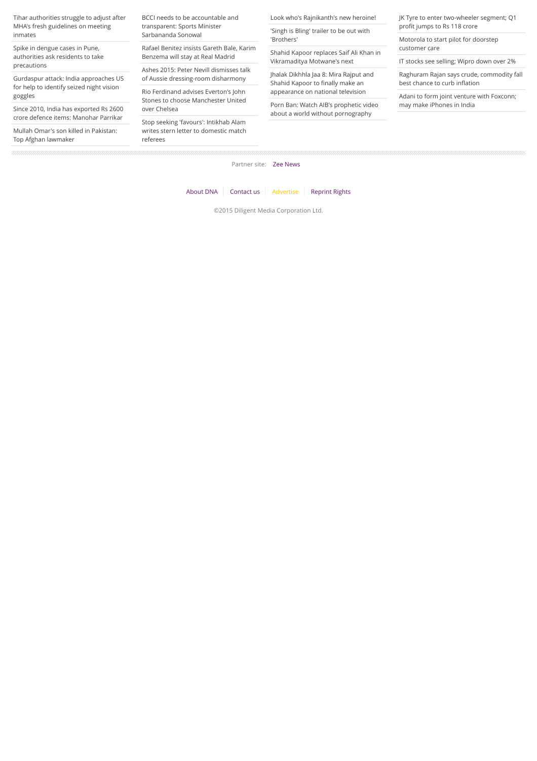- Tihar authorities struggle to adjust after MHA's fresh guidelines on meeting inmates
- Spike in dengue cases in Pune, authorities ask residents to take precautions
- Gurdaspur attack: India approaches US for help to identify seized night vision goggles
- Since 2010, India has exported Rs 2600 crore defence items: Manohar Parrikar
- Mullah Omar's son killed in Pakistan: Top Afghan lawmaker

- BCCI needs to be accountable and transparent: Sports Minister Sarbananda Sonowal
- Rafael Benitez insists Gareth Bale, Karim Benzema will stay at Real Madrid
- Ashes 2015: Peter Nevill dismisses talk of Aussie dressing-room disharmony
- Rio Ferdinand advises Everton's John Stones to choose Manchester United over Chelsea
- Stop seeking 'favours': Intikhab Alam writes stern letter to domestic match referees

- Look who's Rajnikanth's new heroine!
- 'Singh is Bling' trailer to be out with 'Brothers'
- Shahid Kapoor replaces Saif Ali Khan in Vikramaditya Motwane's next
- Jhalak Dikhhla Jaa 8: Mira Rajput and Shahid Kapoor to finally make an appearance on national television
- Porn Ban: Watch AIB's prophetic video about a world without pornography

- JK Tyre to enter two-wheeler segment; Q1 profit jumps to Rs 118 crore
- Motorola to start pilot for doorstep customer care
- IT stocks see selling; Wipro down over 2%
- Raghuram Rajan says crude, commodity fall best chance to curb inflation
- Adani to form joint venture with Foxconn; may make iPhones in India

Partner site: Zee News

About DNA | Contact us | Advertise | Reprint Rights

©2015 Diligent Media Corporation Ltd.